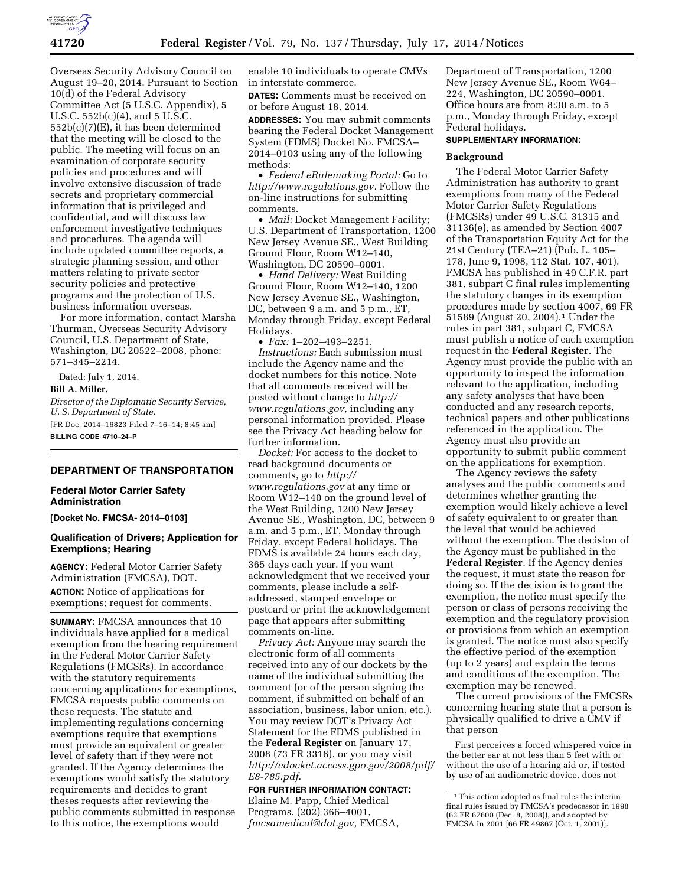Overseas Security Advisory Council on August 19–20, 2014. Pursuant to Section 10(d) of the Federal Advisory Committee Act (5 U.S.C. Appendix), 5 U.S.C. 552b(c)(4), and 5 U.S.C. 552b(c)(7)(E), it has been determined that the meeting will be closed to the public. The meeting will focus on an examination of corporate security policies and procedures and will involve extensive discussion of trade secrets and proprietary commercial information that is privileged and confidential, and will discuss law enforcement investigative techniques and procedures. The agenda will include updated committee reports, a strategic planning session, and other matters relating to private sector security policies and protective programs and the protection of U.S. business information overseas.

For more information, contact Marsha Thurman, Overseas Security Advisory Council, U.S. Department of State, Washington, DC 20522–2008, phone: 571–345–2214.

Dated: July 1, 2014.

**Bill A. Miller,**

*Director of the Diplomatic Security Service, U. S. Department of State.*

[FR Doc. 2014–16823 Filed 7–16–14; 8:45 am]

**BILLING CODE 4710–24–P**

## DEPARTMENT OF TRANSPORTATION

### Federal Motor Carrier Safety Administration

**[Docket No. FMCSA- 2014–0103]**

### Qualification of Drivers; Application for Exemptions; Hearing

**AGENCY:** Federal Motor Carrier Safety Administration (FMCSA), DOT.

**ACTION:** Notice of applications for exemptions; request for comments.

**SUMMARY:** FMCSA announces that 10 individuals have applied for a medical exemption from the hearing requirement in the Federal Motor Carrier Safety Regulations (FMCSRs). In accordance with the statutory requirements concerning applications for exemptions, FMCSA requests public comments on these requests. The statute and implementing regulations concerning exemptions require that exemptions must provide an equivalent or greater level of safety than if they were not granted. If the Agency determines the exemptions would satisfy the statutory requirements and decides to grant theses requests after reviewing the public comments submitted in response to this notice, the exemptions would enable 10 individuals to operate CMVs in interstate commerce.

**DATES:** Comments must be received on or before August 18, 2014.

**ADDRESSES:** You may submit comments bearing the Federal Docket Management System (FDMS) Docket No. FMCSA–2014–0103 using any of the following methods:

- *Federal eRulemaking Portal:* Go to *http://www.regulations.gov.* Follow the on-line instructions for submitting comments.
- *Mail:* Docket Management Facility; U.S. Department of Transportation, 1200 New Jersey Avenue SE., West Building Ground Floor, Room W12–140, Washington, DC 20590–0001.
- *Hand Delivery:* West Building Ground Floor, Room W12–140, 1200 New Jersey Avenue SE., Washington, DC, between 9 a.m. and 5 p.m., ET, Monday through Friday, except Federal Holidays.
- *Fax:* 1–202–493–2251.

*Instructions:* Each submission must include the Agency name and the docket numbers for this notice. Note that all comments received will be posted without change to *http://www.regulations.gov,* including any personal information provided. Please see the Privacy Act heading below for further information.

*Docket:* For access to the docket to read background documents or comments, go to *http://www.regulations.gov* at any time or Room W12–140 on the ground level of the West Building, 1200 New Jersey Avenue SE., Washington, DC, between 9 a.m. and 5 p.m., ET, Monday through Friday, except Federal holidays. The FDMS is available 24 hours each day, 365 days each year. If you want acknowledgment that we received your comments, please include a self-addressed, stamped envelope or postcard or print the acknowledgement page that appears after submitting comments on-line.

*Privacy Act:* Anyone may search the electronic form of all comments received into any of our dockets by the name of the individual submitting the comment (or of the person signing the comment, if submitted on behalf of an association, business, labor union, etc.). You may review DOT's Privacy Act Statement for the FDMS published in the **Federal Register** on January 17, 2008 (73 FR 3316), or you may visit *http://edocket.access.gpo.gov/2008/pdf/E8-785.pdf.*

**FOR FURTHER INFORMATION CONTACT:** Elaine M. Papp, Chief Medical Programs, (202) 366–4001, *fmcsamedical@dot.gov,* FMCSA, Department of Transportation, 1200 New Jersey Avenue SE., Room W64–224, Washington, DC 20590–0001. Office hours are from 8:30 a.m. to 5 p.m., Monday through Friday, except Federal holidays.

**SUPPLEMENTARY INFORMATION:**

#### Background

The Federal Motor Carrier Safety Administration has authority to grant exemptions from many of the Federal Motor Carrier Safety Regulations (FMCSRs) under 49 U.S.C. 31315 and 31136(e), as amended by Section 4007 of the Transportation Equity Act for the 21st Century (TEA–21) (Pub. L. 105–178, June 9, 1998, 112 Stat. 107, 401). FMCSA has published in 49 C.F.R. part 381, subpart C final rules implementing the statutory changes in its exemption procedures made by section 4007, 69 FR 51589 (August 20, 2004).[1] Under the rules in part 381, subpart C, FMCSA must publish a notice of each exemption request in the **Federal Register**. The Agency must provide the public with an opportunity to inspect the information relevant to the application, including any safety analyses that have been conducted and any research reports, technical papers and other publications referenced in the application. The Agency must also provide an opportunity to submit public comment on the applications for exemption.

The Agency reviews the safety analyses and the public comments and determines whether granting the exemption would likely achieve a level of safety equivalent to or greater than the level that would be achieved without the exemption. The decision of the Agency must be published in the **Federal Register**. If the Agency denies the request, it must state the reason for doing so. If the decision is to grant the exemption, the notice must specify the person or class of persons receiving the exemption and the regulatory provision or provisions from which an exemption is granted. The notice must also specify the effective period of the exemption (up to 2 years) and explain the terms and conditions of the exemption. The exemption may be renewed.

The current provisions of the FMCSRs concerning hearing state that a person is physically qualified to drive a CMV if that person

> First perceives a forced whispered voice in the better ear at not less than 5 feet with or without the use of a hearing aid or, if tested by use of an audiometric device, does not

[1] This action adopted as final rules the interim final rules issued by FMCSA's predecessor in 1998 (63 FR 67600 (Dec. 8, 2008)), and adopted by FMCSA in 2001 [66 FR 49867 (Oct. 1, 2001)].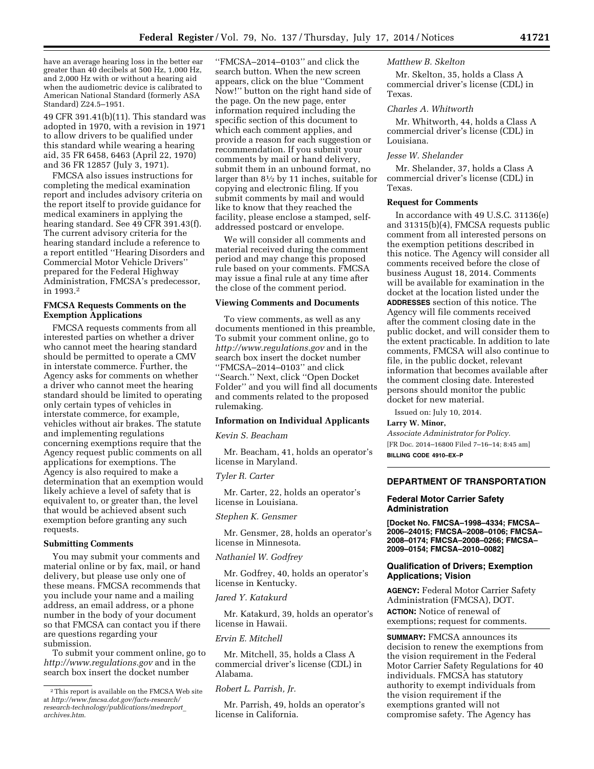have an average hearing loss in the better ear greater than 40 decibels at 500 Hz, 1,000 Hz, and 2,000 Hz with or without a hearing aid when the audiometric device is calibrated to American National Standard (formerly ASA Standard) Z24.5–1951.

49 CFR 391.41(b)(11). This standard was adopted in 1970, with a revision in 1971 to allow drivers to be qualified under this standard while wearing a hearing aid, 35 FR 6458, 6463 (April 22, 1970) and 36 FR 12857 (July 3, 1971).

FMCSA also issues instructions for completing the medical examination report and includes advisory criteria on the report itself to provide guidance for medical examiners in applying the hearing standard. See 49 CFR 391.43(f). The current advisory criteria for the hearing standard include a reference to a report entitled ''Hearing Disorders and Commercial Motor Vehicle Drivers'' prepared for the Federal Highway Administration, FMCSA's predecessor, in 1993.[2]

### FMCSA Requests Comments on the Exemption Applications

FMCSA requests comments from all interested parties on whether a driver who cannot meet the hearing standard should be permitted to operate a CMV in interstate commerce. Further, the Agency asks for comments on whether a driver who cannot meet the hearing standard should be limited to operating only certain types of vehicles in interstate commerce, for example, vehicles without air brakes. The statute and implementing regulations concerning exemptions require that the Agency request public comments on all applications for exemptions. The Agency is also required to make a determination that an exemption would likely achieve a level of safety that is equivalent to, or greater than, the level that would be achieved absent such exemption before granting any such requests.

### Submitting Comments

You may submit your comments and material online or by fax, mail, or hand delivery, but please use only one of these means. FMCSA recommends that you include your name and a mailing address, an email address, or a phone number in the body of your document so that FMCSA can contact you if there are questions regarding your submission.

To submit your comment online, go to *http://www.regulations.gov* and in the search box insert the docket number ''FMCSA–2014–0103'' and click the search button. When the new screen appears, click on the blue ''Comment Now!'' button on the right hand side of the page. On the new page, enter information required including the specific section of this document to which each comment applies, and provide a reason for each suggestion or recommendation. If you submit your comments by mail or hand delivery, submit them in an unbound format, no larger than 8½ by 11 inches, suitable for copying and electronic filing. If you submit comments by mail and would like to know that they reached the facility, please enclose a stamped, self-addressed postcard or envelope.

We will consider all comments and material received during the comment period and may change this proposed rule based on your comments. FMCSA may issue a final rule at any time after the close of the comment period.

### Viewing Comments and Documents

To view comments, as well as any documents mentioned in this preamble, To submit your comment online, go to *http://www.regulations.gov* and in the search box insert the docket number ''FMCSA–2014–0103'' and click ''Search.'' Next, click ''Open Docket Folder'' and you will find all documents and comments related to the proposed rulemaking.

### Information on Individual Applicants

*Kevin S. Beacham*

Mr. Beacham, 41, holds an operator's license in Maryland.

*Tyler R. Carter*

Mr. Carter, 22, holds an operator's license in Louisiana.

*Stephen K. Gensmer*

Mr. Gensmer, 28, holds an operator's license in Minnesota.

*Nathaniel W. Godfrey*

Mr. Godfrey, 40, holds an operator's license in Kentucky.

*Jared Y. Katakurd*

Mr. Katakurd, 39, holds an operator's license in Hawaii.

*Ervin E. Mitchell*

Mr. Mitchell, 35, holds a Class A commercial driver's license (CDL) in Alabama.

*Robert L. Parrish, Jr.*

Mr. Parrish, 49, holds an operator's license in California.

*Matthew B. Skelton*

Mr. Skelton, 35, holds a Class A commercial driver's license (CDL) in Texas.

*Charles A. Whitworth*

Mr. Whitworth, 44, holds a Class A commercial driver's license (CDL) in Louisiana.

*Jesse W. Shelander*

Mr. Shelander, 37, holds a Class A commercial driver's license (CDL) in Texas.

### Request for Comments

In accordance with 49 U.S.C. 31136(e) and 31315(b)(4), FMCSA requests public comment from all interested persons on the exemption petitions described in this notice. The Agency will consider all comments received before the close of business August 18, 2014. Comments will be available for examination in the docket at the location listed under the **ADDRESSES** section of this notice. The Agency will file comments received after the comment closing date in the public docket, and will consider them to the extent practicable. In addition to late comments, FMCSA will also continue to file, in the public docket, relevant information that becomes available after the comment closing date. Interested persons should monitor the public docket for new material.

Issued on: July 10, 2014.

**Larry W. Minor,**

*Associate Administrator for Policy.*

[FR Doc. 2014–16800 Filed 7–16–14; 8:45 am]

**BILLING CODE 4910–EX–P**

---

[2] This report is available on the FMCSA Web site at *http://www.fmcsa.dot.gov/facts-research/research-technology/publications/medreport_archives.htm.*

---

## DEPARTMENT OF TRANSPORTATION

### Federal Motor Carrier Safety Administration

**[Docket No. FMCSA–1998–4334; FMCSA–2006–24015; FMCSA–2008–0106; FMCSA–2008–0174; FMCSA–2008–0266; FMCSA–2009–0154; FMCSA–2010–0082]**

### Qualification of Drivers; Exemption Applications; Vision

**AGENCY:** Federal Motor Carrier Safety Administration (FMCSA), DOT.

**ACTION:** Notice of renewal of exemptions; request for comments.

**SUMMARY:** FMCSA announces its decision to renew the exemptions from the vision requirement in the Federal Motor Carrier Safety Regulations for 40 individuals. FMCSA has statutory authority to exempt individuals from the vision requirement if the exemptions granted will not compromise safety. The Agency has